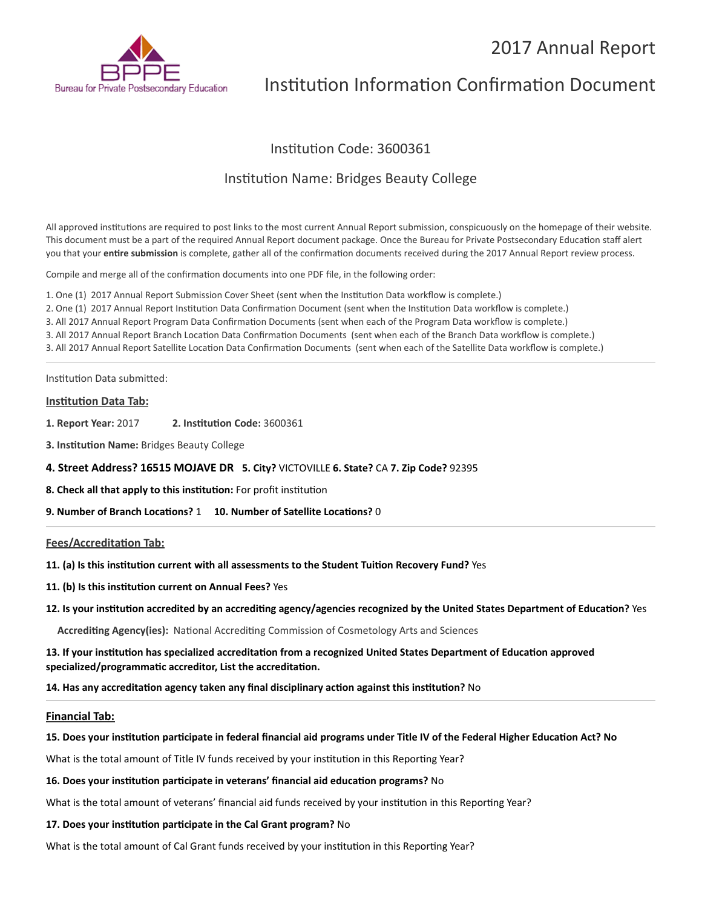# 2017 Annual Report

## Institution Information Confirmation Document

### Institution Code: 3600361

### Institution Name: Bridges Beauty College

All approved institutions are required to post links to the most current Annual Report submission, conspicuously on the homepage of their website. This document must be a part of the required Annual Report document package. Once the Bureau for Private Postsecondary Education staff alert you that your **entire submission** is complete, gather all of the confirmation documents received during the 2017 Annual Report review process.

Compile and merge all of the confirmation documents into one PDF file, in the following order:

1. One (1) 2017 Annual Report Submission Cover Sheet (sent when the Institution Data workflow is complete.)
2. One (1) 2017 Annual Report Institution Data Confirmation Document (sent when the Institution Data workflow is complete.)
3. All 2017 Annual Report Program Data Confirmation Documents (sent when each of the Program Data workflow is complete.)
3. All 2017 Annual Report Branch Location Data Confirmation Documents (sent when each of the Branch Data workflow is complete.)
3. All 2017 Annual Report Satellite Location Data Confirmation Documents (sent when each of the Satellite Data workflow is complete.)

---

Institution Data submitted:

**Institution Data Tab:**

**1. Report Year:** 2017 **2. Institution Code:** 3600361

**3. Institution Name:** Bridges Beauty College

**4. Street Address? 16515 MOJAVE DR 5. City?** VICTOVILLE **6. State?** CA **7. Zip Code?** 92395

**8. Check all that apply to this institution:** For profit institution

**9. Number of Branch Locations?** 1 **10. Number of Satellite Locations?** 0

---

**Fees/Accreditation Tab:**

**11. (a) Is this institution current with all assessments to the Student Tuition Recovery Fund?** Yes

**11. (b) Is this institution current on Annual Fees?** Yes

**12. Is your institution accredited by an accrediting agency/agencies recognized by the United States Department of Education?** Yes

**Accrediting Agency(ies):** National Accrediting Commission of Cosmetology Arts and Sciences

**13. If your institution has specialized accreditation from a recognized United States Department of Education approved specialized/programmatic accreditor, List the accreditation.**

**14. Has any accreditation agency taken any final disciplinary action against this institution?** No

---

**Financial Tab:**

**15. Does your institution participate in federal financial aid programs under Title IV of the Federal Higher Education Act? No**

What is the total amount of Title IV funds received by your institution in this Reporting Year?

**16. Does your institution participate in veterans' financial aid education programs?** No

What is the total amount of veterans' financial aid funds received by your institution in this Reporting Year?

**17. Does your institution participate in the Cal Grant program?** No

What is the total amount of Cal Grant funds received by your institution in this Reporting Year?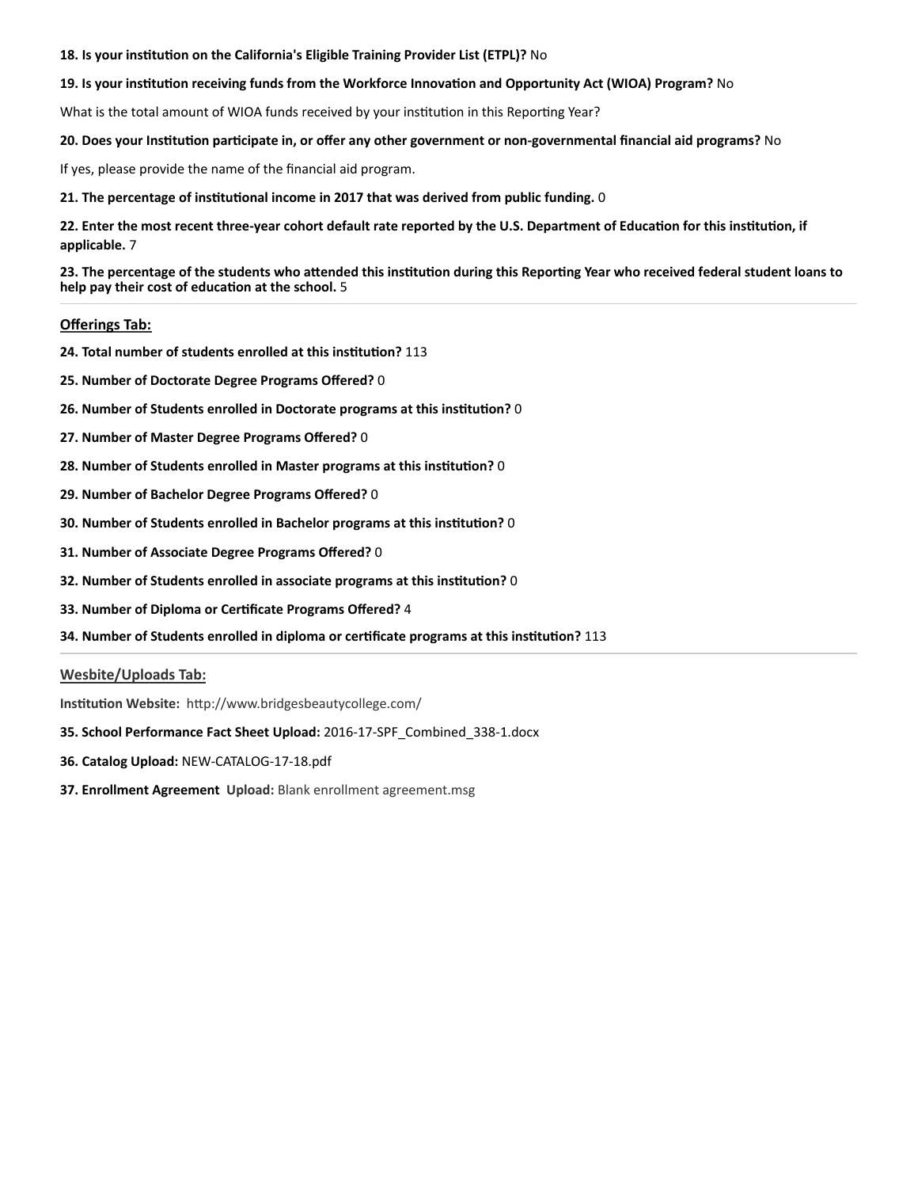**18. Is your institution on the California's Eligible Training Provider List (ETPL)?** No

**19. Is your institution receiving funds from the Workforce Innovation and Opportunity Act (WIOA) Program?** No

What is the total amount of WIOA funds received by your institution in this Reporting Year?

**20. Does your Institution participate in, or offer any other government or non-governmental financial aid programs?** No

If yes, please provide the name of the financial aid program.

**21. The percentage of institutional income in 2017 that was derived from public funding.** 0

**22. Enter the most recent three-year cohort default rate reported by the U.S. Department of Education for this institution, if applicable.** 7

**23. The percentage of the students who attended this institution during this Reporting Year who received federal student loans to help pay their cost of education at the school.** 5

## Offerings Tab:

**24. Total number of students enrolled at this institution?** 113

**25. Number of Doctorate Degree Programs Offered?** 0

**26. Number of Students enrolled in Doctorate programs at this institution?** 0

**27. Number of Master Degree Programs Offered?** 0

**28. Number of Students enrolled in Master programs at this institution?** 0

**29. Number of Bachelor Degree Programs Offered?** 0

**30. Number of Students enrolled in Bachelor programs at this institution?** 0

**31. Number of Associate Degree Programs Offered?** 0

**32. Number of Students enrolled in associate programs at this institution?** 0

**33. Number of Diploma or Certificate Programs Offered?** 4

**34. Number of Students enrolled in diploma or certificate programs at this institution?** 113

## Wesbite/Uploads Tab:

**Institution Website:** http://www.bridgesbeautycollege.com/

**35. School Performance Fact Sheet Upload:** 2016-17-SPF_Combined_338-1.docx

**36. Catalog Upload:** NEW-CATALOG-17-18.pdf

**37. Enrollment Agreement Upload:** Blank enrollment agreement.msg